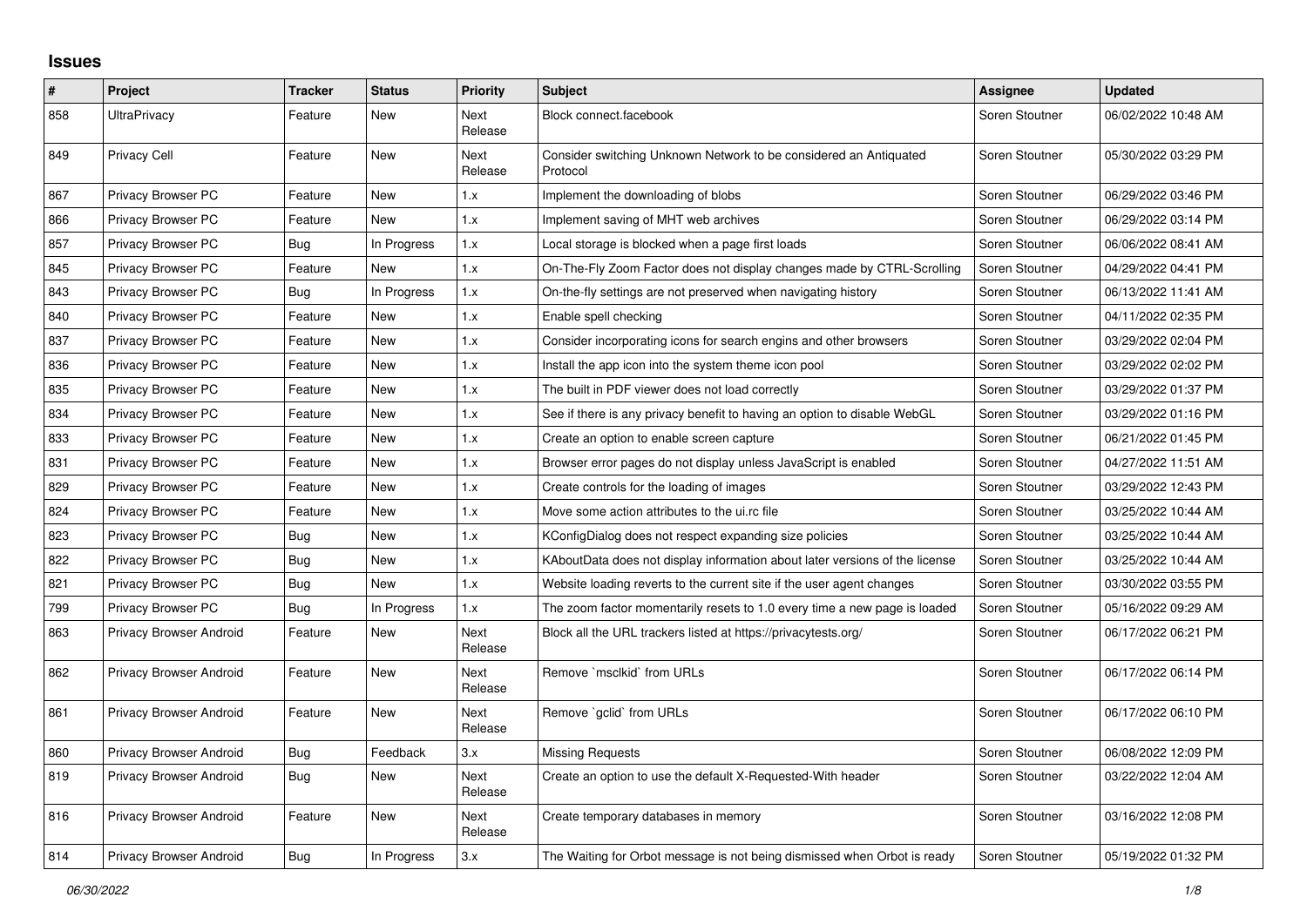## Issues

| # | Project | Tracker | Status | Priority | Subject | Assignee | Updated |
|---|---|---|---|---|---|---|---|
| 858 | UltraPrivacy | Feature | New | Next Release | Block connect.facebook | Soren Stoutner | 06/02/2022 10:48 AM |
| 849 | Privacy Cell | Feature | New | Next Release | Consider switching Unknown Network to be considered an Antiquated Protocol | Soren Stoutner | 05/30/2022 03:29 PM |
| 867 | Privacy Browser PC | Feature | New | 1.x | Implement the downloading of blobs | Soren Stoutner | 06/29/2022 03:46 PM |
| 866 | Privacy Browser PC | Feature | New | 1.x | Implement saving of MHT web archives | Soren Stoutner | 06/29/2022 03:14 PM |
| 857 | Privacy Browser PC | Bug | In Progress | 1.x | Local storage is blocked when a page first loads | Soren Stoutner | 06/06/2022 08:41 AM |
| 845 | Privacy Browser PC | Feature | New | 1.x | On-The-Fly Zoom Factor does not display changes made by CTRL-Scrolling | Soren Stoutner | 04/29/2022 04:41 PM |
| 843 | Privacy Browser PC | Bug | In Progress | 1.x | On-the-fly settings are not preserved when navigating history | Soren Stoutner | 06/13/2022 11:41 AM |
| 840 | Privacy Browser PC | Feature | New | 1.x | Enable spell checking | Soren Stoutner | 04/11/2022 02:35 PM |
| 837 | Privacy Browser PC | Feature | New | 1.x | Consider incorporating icons for search engins and other browsers | Soren Stoutner | 03/29/2022 02:04 PM |
| 836 | Privacy Browser PC | Feature | New | 1.x | Install the app icon into the system theme icon pool | Soren Stoutner | 03/29/2022 02:02 PM |
| 835 | Privacy Browser PC | Feature | New | 1.x | The built in PDF viewer does not load correctly | Soren Stoutner | 03/29/2022 01:37 PM |
| 834 | Privacy Browser PC | Feature | New | 1.x | See if there is any privacy benefit to having an option to disable WebGL | Soren Stoutner | 03/29/2022 01:16 PM |
| 833 | Privacy Browser PC | Feature | New | 1.x | Create an option to enable screen capture | Soren Stoutner | 06/21/2022 01:45 PM |
| 831 | Privacy Browser PC | Feature | New | 1.x | Browser error pages do not display unless JavaScript is enabled | Soren Stoutner | 04/27/2022 11:51 AM |
| 829 | Privacy Browser PC | Feature | New | 1.x | Create controls for the loading of images | Soren Stoutner | 03/29/2022 12:43 PM |
| 824 | Privacy Browser PC | Feature | New | 1.x | Move some action attributes to the ui.rc file | Soren Stoutner | 03/25/2022 10:44 AM |
| 823 | Privacy Browser PC | Bug | New | 1.x | KConfigDialog does not respect expanding size policies | Soren Stoutner | 03/25/2022 10:44 AM |
| 822 | Privacy Browser PC | Bug | New | 1.x | KAboutData does not display information about later versions of the license | Soren Stoutner | 03/25/2022 10:44 AM |
| 821 | Privacy Browser PC | Bug | New | 1.x | Website loading reverts to the current site if the user agent changes | Soren Stoutner | 03/30/2022 03:55 PM |
| 799 | Privacy Browser PC | Bug | In Progress | 1.x | The zoom factor momentarily resets to 1.0 every time a new page is loaded | Soren Stoutner | 05/16/2022 09:29 AM |
| 863 | Privacy Browser Android | Feature | New | Next Release | Block all the URL trackers listed at https://privacytests.org/ | Soren Stoutner | 06/17/2022 06:21 PM |
| 862 | Privacy Browser Android | Feature | New | Next Release | Remove `msclkid` from URLs | Soren Stoutner | 06/17/2022 06:14 PM |
| 861 | Privacy Browser Android | Feature | New | Next Release | Remove `gclid` from URLs | Soren Stoutner | 06/17/2022 06:10 PM |
| 860 | Privacy Browser Android | Bug | Feedback | 3.x | Missing Requests | Soren Stoutner | 06/08/2022 12:09 PM |
| 819 | Privacy Browser Android | Bug | New | Next Release | Create an option to use the default X-Requested-With header | Soren Stoutner | 03/22/2022 12:04 AM |
| 816 | Privacy Browser Android | Feature | New | Next Release | Create temporary databases in memory | Soren Stoutner | 03/16/2022 12:08 PM |
| 814 | Privacy Browser Android | Bug | In Progress | 3.x | The Waiting for Orbot message is not being dismissed when Orbot is ready | Soren Stoutner | 05/19/2022 01:32 PM |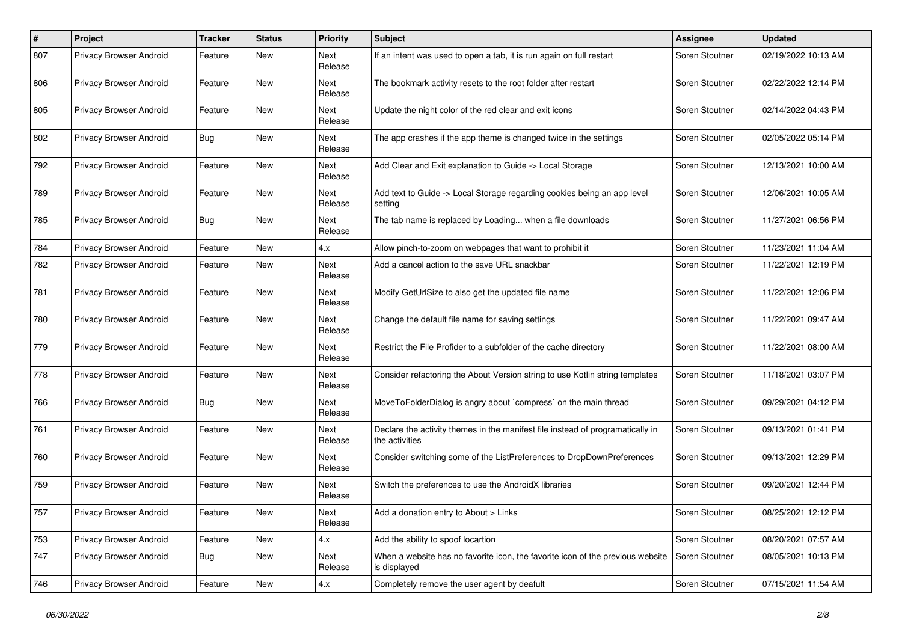| # | Project | Tracker | Status | Priority | Subject | Assignee | Updated |
|---|---|---|---|---|---|---|---|
| 807 | Privacy Browser Android | Feature | New | Next Release | If an intent was used to open a tab, it is run again on full restart | Soren Stoutner | 02/19/2022 10:13 AM |
| 806 | Privacy Browser Android | Feature | New | Next Release | The bookmark activity resets to the root folder after restart | Soren Stoutner | 02/22/2022 12:14 PM |
| 805 | Privacy Browser Android | Feature | New | Next Release | Update the night color of the red clear and exit icons | Soren Stoutner | 02/14/2022 04:43 PM |
| 802 | Privacy Browser Android | Bug | New | Next Release | The app crashes if the app theme is changed twice in the settings | Soren Stoutner | 02/05/2022 05:14 PM |
| 792 | Privacy Browser Android | Feature | New | Next Release | Add Clear and Exit explanation to Guide -> Local Storage | Soren Stoutner | 12/13/2021 10:00 AM |
| 789 | Privacy Browser Android | Feature | New | Next Release | Add text to Guide -> Local Storage regarding cookies being an app level setting | Soren Stoutner | 12/06/2021 10:05 AM |
| 785 | Privacy Browser Android | Bug | New | Next Release | The tab name is replaced by Loading... when a file downloads | Soren Stoutner | 11/27/2021 06:56 PM |
| 784 | Privacy Browser Android | Feature | New | 4.x | Allow pinch-to-zoom on webpages that want to prohibit it | Soren Stoutner | 11/23/2021 11:04 AM |
| 782 | Privacy Browser Android | Feature | New | Next Release | Add a cancel action to the save URL snackbar | Soren Stoutner | 11/22/2021 12:19 PM |
| 781 | Privacy Browser Android | Feature | New | Next Release | Modify GetUrlSize to also get the updated file name | Soren Stoutner | 11/22/2021 12:06 PM |
| 780 | Privacy Browser Android | Feature | New | Next Release | Change the default file name for saving settings | Soren Stoutner | 11/22/2021 09:47 AM |
| 779 | Privacy Browser Android | Feature | New | Next Release | Restrict the File Profider to a subfolder of the cache directory | Soren Stoutner | 11/22/2021 08:00 AM |
| 778 | Privacy Browser Android | Feature | New | Next Release | Consider refactoring the About Version string to use Kotlin string templates | Soren Stoutner | 11/18/2021 03:07 PM |
| 766 | Privacy Browser Android | Bug | New | Next Release | MoveToFolderDialog is angry about `compress` on the main thread | Soren Stoutner | 09/29/2021 04:12 PM |
| 761 | Privacy Browser Android | Feature | New | Next Release | Declare the activity themes in the manifest file instead of programatically in the activities | Soren Stoutner | 09/13/2021 01:41 PM |
| 760 | Privacy Browser Android | Feature | New | Next Release | Consider switching some of the ListPreferences to DropDownPreferences | Soren Stoutner | 09/13/2021 12:29 PM |
| 759 | Privacy Browser Android | Feature | New | Next Release | Switch the preferences to use the AndroidX libraries | Soren Stoutner | 09/20/2021 12:44 PM |
| 757 | Privacy Browser Android | Feature | New | Next Release | Add a donation entry to About > Links | Soren Stoutner | 08/25/2021 12:12 PM |
| 753 | Privacy Browser Android | Feature | New | 4.x | Add the ability to spoof locartion | Soren Stoutner | 08/20/2021 07:57 AM |
| 747 | Privacy Browser Android | Bug | New | Next Release | When a website has no favorite icon, the favorite icon of the previous website is displayed | Soren Stoutner | 08/05/2021 10:13 PM |
| 746 | Privacy Browser Android | Feature | New | 4.x | Completely remove the user agent by deafult | Soren Stoutner | 07/15/2021 11:54 AM |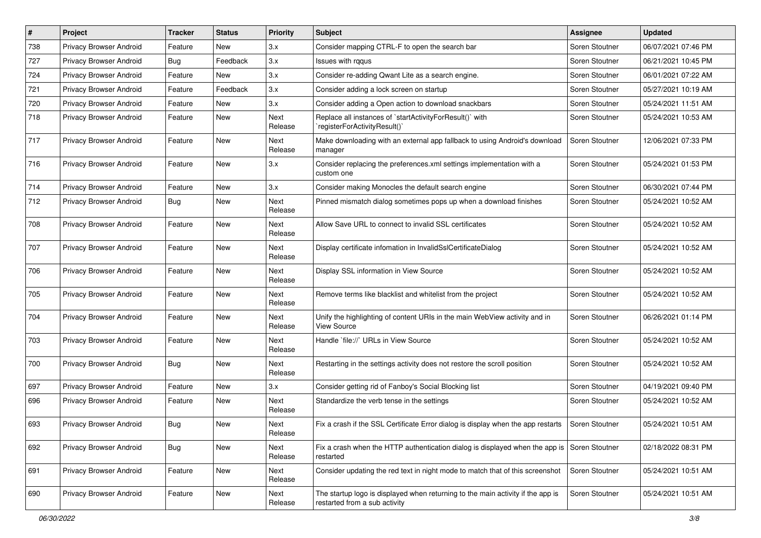| # | Project | Tracker | Status | Priority | Subject | Assignee | Updated |
|---|---|---|---|---|---|---|---|
| 738 | Privacy Browser Android | Feature | New | 3.x | Consider mapping CTRL-F to open the search bar | Soren Stoutner | 06/07/2021 07:46 PM |
| 727 | Privacy Browser Android | Bug | Feedback | 3.x | Issues with rqqus | Soren Stoutner | 06/21/2021 10:45 PM |
| 724 | Privacy Browser Android | Feature | New | 3.x | Consider re-adding Qwant Lite as a search engine. | Soren Stoutner | 06/01/2021 07:22 AM |
| 721 | Privacy Browser Android | Feature | Feedback | 3.x | Consider adding a lock screen on startup | Soren Stoutner | 05/27/2021 10:19 AM |
| 720 | Privacy Browser Android | Feature | New | 3.x | Consider adding a Open action to download snackbars | Soren Stoutner | 05/24/2021 11:51 AM |
| 718 | Privacy Browser Android | Feature | New | Next Release | Replace all instances of `startActivityForResult()` with `registerForActivityResult()` | Soren Stoutner | 05/24/2021 10:53 AM |
| 717 | Privacy Browser Android | Feature | New | Next Release | Make downloading with an external app fallback to using Android's download manager | Soren Stoutner | 12/06/2021 07:33 PM |
| 716 | Privacy Browser Android | Feature | New | 3.x | Consider replacing the preferences.xml settings implementation with a custom one | Soren Stoutner | 05/24/2021 01:53 PM |
| 714 | Privacy Browser Android | Feature | New | 3.x | Consider making Monocles the default search engine | Soren Stoutner | 06/30/2021 07:44 PM |
| 712 | Privacy Browser Android | Bug | New | Next Release | Pinned mismatch dialog sometimes pops up when a download finishes | Soren Stoutner | 05/24/2021 10:52 AM |
| 708 | Privacy Browser Android | Feature | New | Next Release | Allow Save URL to connect to invalid SSL certificates | Soren Stoutner | 05/24/2021 10:52 AM |
| 707 | Privacy Browser Android | Feature | New | Next Release | Display certificate infomation in InvalidSslCertificateDialog | Soren Stoutner | 05/24/2021 10:52 AM |
| 706 | Privacy Browser Android | Feature | New | Next Release | Display SSL information in View Source | Soren Stoutner | 05/24/2021 10:52 AM |
| 705 | Privacy Browser Android | Feature | New | Next Release | Remove terms like blacklist and whitelist from the project | Soren Stoutner | 05/24/2021 10:52 AM |
| 704 | Privacy Browser Android | Feature | New | Next Release | Unify the highlighting of content URIs in the main WebView activity and in View Source | Soren Stoutner | 06/26/2021 01:14 PM |
| 703 | Privacy Browser Android | Feature | New | Next Release | Handle `file://` URLs in View Source | Soren Stoutner | 05/24/2021 10:52 AM |
| 700 | Privacy Browser Android | Bug | New | Next Release | Restarting in the settings activity does not restore the scroll position | Soren Stoutner | 05/24/2021 10:52 AM |
| 697 | Privacy Browser Android | Feature | New | 3.x | Consider getting rid of Fanboy's Social Blocking list | Soren Stoutner | 04/19/2021 09:40 PM |
| 696 | Privacy Browser Android | Feature | New | Next Release | Standardize the verb tense in the settings | Soren Stoutner | 05/24/2021 10:52 AM |
| 693 | Privacy Browser Android | Bug | New | Next Release | Fix a crash if the SSL Certificate Error dialog is display when the app restarts | Soren Stoutner | 05/24/2021 10:51 AM |
| 692 | Privacy Browser Android | Bug | New | Next Release | Fix a crash when the HTTP authentication dialog is displayed when the app is restarted | Soren Stoutner | 02/18/2022 08:31 PM |
| 691 | Privacy Browser Android | Feature | New | Next Release | Consider updating the red text in night mode to match that of this screenshot | Soren Stoutner | 05/24/2021 10:51 AM |
| 690 | Privacy Browser Android | Feature | New | Next Release | The startup logo is displayed when returning to the main activity if the app is restarted from a sub activity | Soren Stoutner | 05/24/2021 10:51 AM |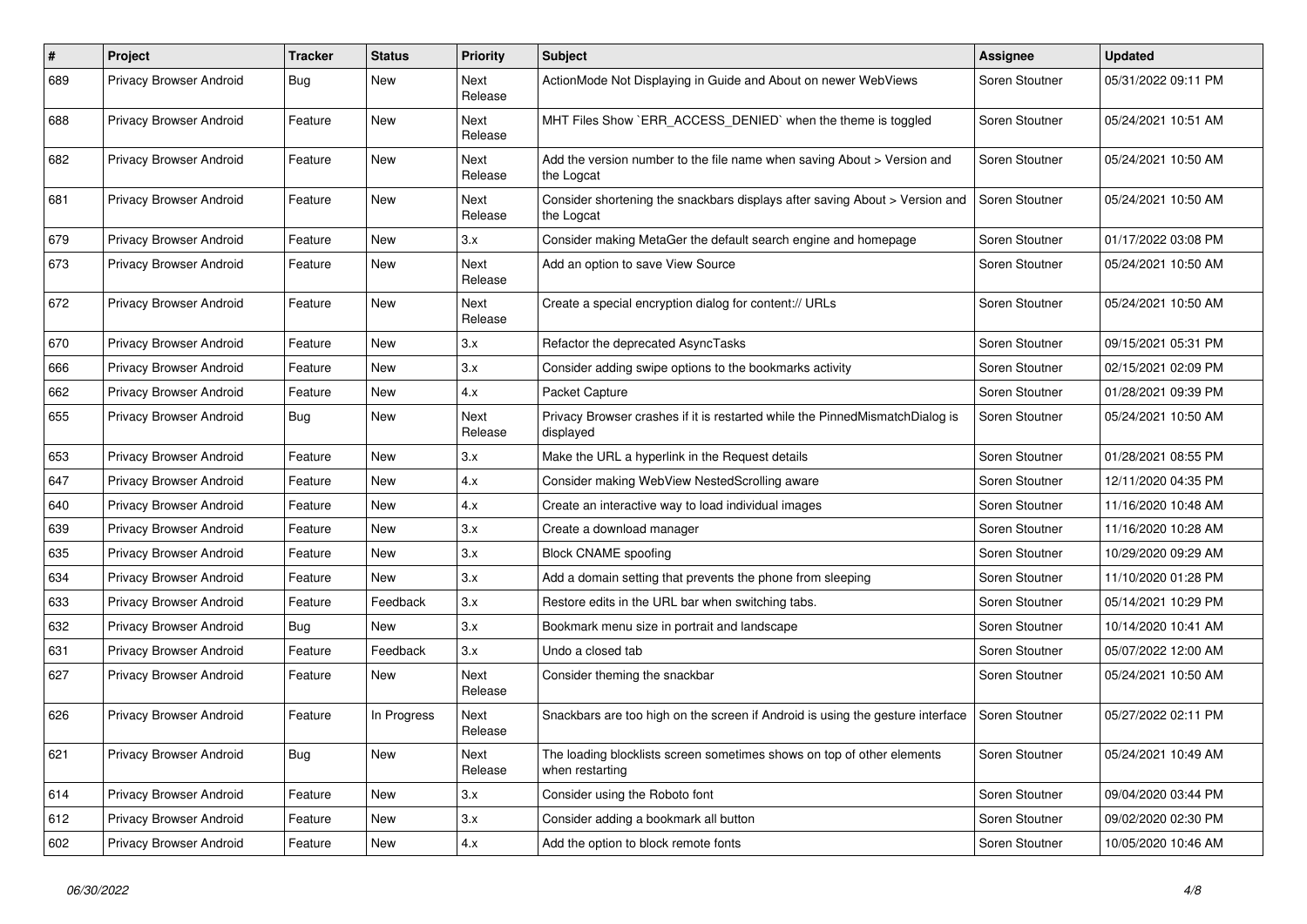| # | Project | Tracker | Status | Priority | Subject | Assignee | Updated |
|---|---|---|---|---|---|---|---|
| 689 | Privacy Browser Android | Bug | New | Next Release | ActionMode Not Displaying in Guide and About on newer WebViews | Soren Stoutner | 05/31/2022 09:11 PM |
| 688 | Privacy Browser Android | Feature | New | Next Release | MHT Files Show `ERR_ACCESS_DENIED` when the theme is toggled | Soren Stoutner | 05/24/2021 10:51 AM |
| 682 | Privacy Browser Android | Feature | New | Next Release | Add the version number to the file name when saving About > Version and the Logcat | Soren Stoutner | 05/24/2021 10:50 AM |
| 681 | Privacy Browser Android | Feature | New | Next Release | Consider shortening the snackbars displays after saving About > Version and the Logcat | Soren Stoutner | 05/24/2021 10:50 AM |
| 679 | Privacy Browser Android | Feature | New | 3.x | Consider making MetaGer the default search engine and homepage | Soren Stoutner | 01/17/2022 03:08 PM |
| 673 | Privacy Browser Android | Feature | New | Next Release | Add an option to save View Source | Soren Stoutner | 05/24/2021 10:50 AM |
| 672 | Privacy Browser Android | Feature | New | Next Release | Create a special encryption dialog for content:// URLs | Soren Stoutner | 05/24/2021 10:50 AM |
| 670 | Privacy Browser Android | Feature | New | 3.x | Refactor the deprecated AsyncTasks | Soren Stoutner | 09/15/2021 05:31 PM |
| 666 | Privacy Browser Android | Feature | New | 3.x | Consider adding swipe options to the bookmarks activity | Soren Stoutner | 02/15/2021 02:09 PM |
| 662 | Privacy Browser Android | Feature | New | 4.x | Packet Capture | Soren Stoutner | 01/28/2021 09:39 PM |
| 655 | Privacy Browser Android | Bug | New | Next Release | Privacy Browser crashes if it is restarted while the PinnedMismatchDialog is displayed | Soren Stoutner | 05/24/2021 10:50 AM |
| 653 | Privacy Browser Android | Feature | New | 3.x | Make the URL a hyperlink in the Request details | Soren Stoutner | 01/28/2021 08:55 PM |
| 647 | Privacy Browser Android | Feature | New | 4.x | Consider making WebView NestedScrolling aware | Soren Stoutner | 12/11/2020 04:35 PM |
| 640 | Privacy Browser Android | Feature | New | 4.x | Create an interactive way to load individual images | Soren Stoutner | 11/16/2020 10:48 AM |
| 639 | Privacy Browser Android | Feature | New | 3.x | Create a download manager | Soren Stoutner | 11/16/2020 10:28 AM |
| 635 | Privacy Browser Android | Feature | New | 3.x | Block CNAME spoofing | Soren Stoutner | 10/29/2020 09:29 AM |
| 634 | Privacy Browser Android | Feature | New | 3.x | Add a domain setting that prevents the phone from sleeping | Soren Stoutner | 11/10/2020 01:28 PM |
| 633 | Privacy Browser Android | Feature | Feedback | 3.x | Restore edits in the URL bar when switching tabs. | Soren Stoutner | 05/14/2021 10:29 PM |
| 632 | Privacy Browser Android | Bug | New | 3.x | Bookmark menu size in portrait and landscape | Soren Stoutner | 10/14/2020 10:41 AM |
| 631 | Privacy Browser Android | Feature | Feedback | 3.x | Undo a closed tab | Soren Stoutner | 05/07/2022 12:00 AM |
| 627 | Privacy Browser Android | Feature | New | Next Release | Consider theming the snackbar | Soren Stoutner | 05/24/2021 10:50 AM |
| 626 | Privacy Browser Android | Feature | In Progress | Next Release | Snackbars are too high on the screen if Android is using the gesture interface | Soren Stoutner | 05/27/2022 02:11 PM |
| 621 | Privacy Browser Android | Bug | New | Next Release | The loading blocklists screen sometimes shows on top of other elements when restarting | Soren Stoutner | 05/24/2021 10:49 AM |
| 614 | Privacy Browser Android | Feature | New | 3.x | Consider using the Roboto font | Soren Stoutner | 09/04/2020 03:44 PM |
| 612 | Privacy Browser Android | Feature | New | 3.x | Consider adding a bookmark all button | Soren Stoutner | 09/02/2020 02:30 PM |
| 602 | Privacy Browser Android | Feature | New | 4.x | Add the option to block remote fonts | Soren Stoutner | 10/05/2020 10:46 AM |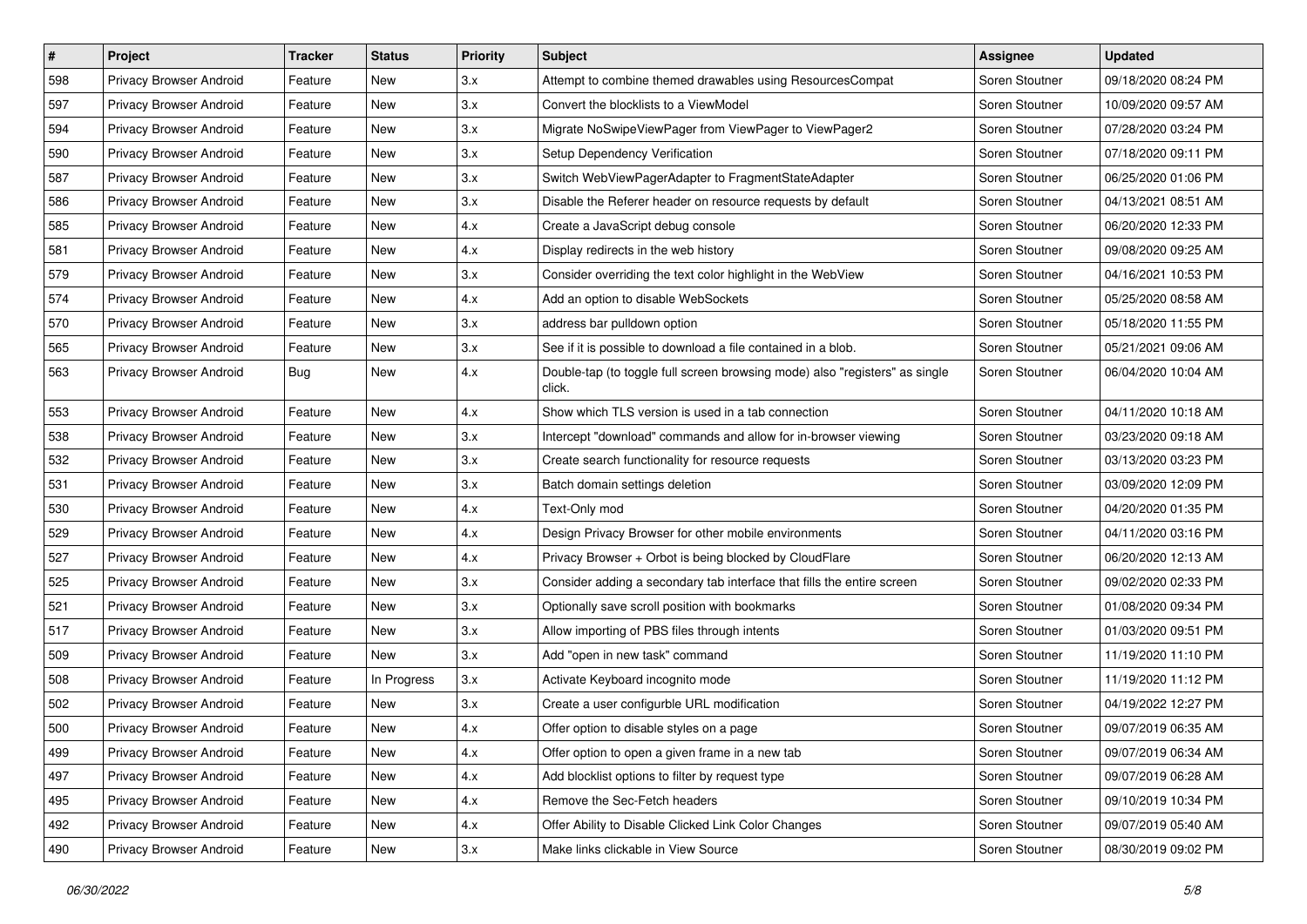| # | Project | Tracker | Status | Priority | Subject | Assignee | Updated |
|---|---|---|---|---|---|---|---|
| 598 | Privacy Browser Android | Feature | New | 3.x | Attempt to combine themed drawables using ResourcesCompat | Soren Stoutner | 09/18/2020 08:24 PM |
| 597 | Privacy Browser Android | Feature | New | 3.x | Convert the blocklists to a ViewModel | Soren Stoutner | 10/09/2020 09:57 AM |
| 594 | Privacy Browser Android | Feature | New | 3.x | Migrate NoSwipeViewPager from ViewPager to ViewPager2 | Soren Stoutner | 07/28/2020 03:24 PM |
| 590 | Privacy Browser Android | Feature | New | 3.x | Setup Dependency Verification | Soren Stoutner | 07/18/2020 09:11 PM |
| 587 | Privacy Browser Android | Feature | New | 3.x | Switch WebViewPagerAdapter to FragmentStateAdapter | Soren Stoutner | 06/25/2020 01:06 PM |
| 586 | Privacy Browser Android | Feature | New | 3.x | Disable the Referer header on resource requests by default | Soren Stoutner | 04/13/2021 08:51 AM |
| 585 | Privacy Browser Android | Feature | New | 4.x | Create a JavaScript debug console | Soren Stoutner | 06/20/2020 12:33 PM |
| 581 | Privacy Browser Android | Feature | New | 4.x | Display redirects in the web history | Soren Stoutner | 09/08/2020 09:25 AM |
| 579 | Privacy Browser Android | Feature | New | 3.x | Consider overriding the text color highlight in the WebView | Soren Stoutner | 04/16/2021 10:53 PM |
| 574 | Privacy Browser Android | Feature | New | 4.x | Add an option to disable WebSockets | Soren Stoutner | 05/25/2020 08:58 AM |
| 570 | Privacy Browser Android | Feature | New | 3.x | address bar pulldown option | Soren Stoutner | 05/18/2020 11:55 PM |
| 565 | Privacy Browser Android | Feature | New | 3.x | See if it is possible to download a file contained in a blob. | Soren Stoutner | 05/21/2021 09:06 AM |
| 563 | Privacy Browser Android | Bug | New | 4.x | Double-tap (to toggle full screen browsing mode) also "registers" as single click. | Soren Stoutner | 06/04/2020 10:04 AM |
| 553 | Privacy Browser Android | Feature | New | 4.x | Show which TLS version is used in a tab connection | Soren Stoutner | 04/11/2020 10:18 AM |
| 538 | Privacy Browser Android | Feature | New | 3.x | Intercept "download" commands and allow for in-browser viewing | Soren Stoutner | 03/23/2020 09:18 AM |
| 532 | Privacy Browser Android | Feature | New | 3.x | Create search functionality for resource requests | Soren Stoutner | 03/13/2020 03:23 PM |
| 531 | Privacy Browser Android | Feature | New | 3.x | Batch domain settings deletion | Soren Stoutner | 03/09/2020 12:09 PM |
| 530 | Privacy Browser Android | Feature | New | 4.x | Text-Only mod | Soren Stoutner | 04/20/2020 01:35 PM |
| 529 | Privacy Browser Android | Feature | New | 4.x | Design Privacy Browser for other mobile environments | Soren Stoutner | 04/11/2020 03:16 PM |
| 527 | Privacy Browser Android | Feature | New | 4.x | Privacy Browser + Orbot is being blocked by CloudFlare | Soren Stoutner | 06/20/2020 12:13 AM |
| 525 | Privacy Browser Android | Feature | New | 3.x | Consider adding a secondary tab interface that fills the entire screen | Soren Stoutner | 09/02/2020 02:33 PM |
| 521 | Privacy Browser Android | Feature | New | 3.x | Optionally save scroll position with bookmarks | Soren Stoutner | 01/08/2020 09:34 PM |
| 517 | Privacy Browser Android | Feature | New | 3.x | Allow importing of PBS files through intents | Soren Stoutner | 01/03/2020 09:51 PM |
| 509 | Privacy Browser Android | Feature | New | 3.x | Add "open in new task" command | Soren Stoutner | 11/19/2020 11:10 PM |
| 508 | Privacy Browser Android | Feature | In Progress | 3.x | Activate Keyboard incognito mode | Soren Stoutner | 11/19/2020 11:12 PM |
| 502 | Privacy Browser Android | Feature | New | 3.x | Create a user configurble URL modification | Soren Stoutner | 04/19/2022 12:27 PM |
| 500 | Privacy Browser Android | Feature | New | 4.x | Offer option to disable styles on a page | Soren Stoutner | 09/07/2019 06:35 AM |
| 499 | Privacy Browser Android | Feature | New | 4.x | Offer option to open a given frame in a new tab | Soren Stoutner | 09/07/2019 06:34 AM |
| 497 | Privacy Browser Android | Feature | New | 4.x | Add blocklist options to filter by request type | Soren Stoutner | 09/07/2019 06:28 AM |
| 495 | Privacy Browser Android | Feature | New | 4.x | Remove the Sec-Fetch headers | Soren Stoutner | 09/10/2019 10:34 PM |
| 492 | Privacy Browser Android | Feature | New | 4.x | Offer Ability to Disable Clicked Link Color Changes | Soren Stoutner | 09/07/2019 05:40 AM |
| 490 | Privacy Browser Android | Feature | New | 3.x | Make links clickable in View Source | Soren Stoutner | 08/30/2019 09:02 PM |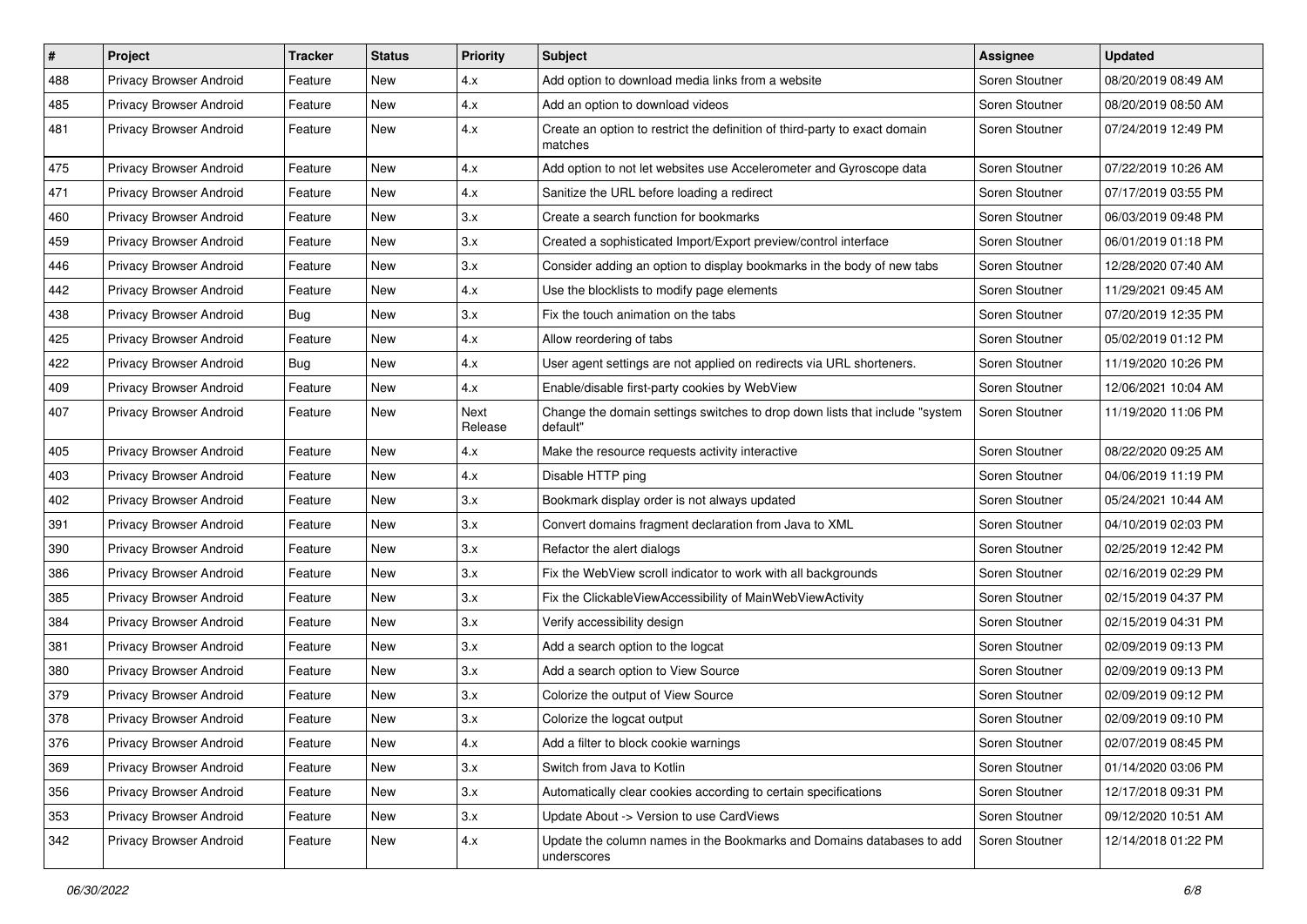| # | Project | Tracker | Status | Priority | Subject | Assignee | Updated |
|---|---|---|---|---|---|---|---|
| 488 | Privacy Browser Android | Feature | New | 4.x | Add option to download media links from a website | Soren Stoutner | 08/20/2019 08:49 AM |
| 485 | Privacy Browser Android | Feature | New | 4.x | Add an option to download videos | Soren Stoutner | 08/20/2019 08:50 AM |
| 481 | Privacy Browser Android | Feature | New | 4.x | Create an option to restrict the definition of third-party to exact domain matches | Soren Stoutner | 07/24/2019 12:49 PM |
| 475 | Privacy Browser Android | Feature | New | 4.x | Add option to not let websites use Accelerometer and Gyroscope data | Soren Stoutner | 07/22/2019 10:26 AM |
| 471 | Privacy Browser Android | Feature | New | 4.x | Sanitize the URL before loading a redirect | Soren Stoutner | 07/17/2019 03:55 PM |
| 460 | Privacy Browser Android | Feature | New | 3.x | Create a search function for bookmarks | Soren Stoutner | 06/03/2019 09:48 PM |
| 459 | Privacy Browser Android | Feature | New | 3.x | Created a sophisticated Import/Export preview/control interface | Soren Stoutner | 06/01/2019 01:18 PM |
| 446 | Privacy Browser Android | Feature | New | 3.x | Consider adding an option to display bookmarks in the body of new tabs | Soren Stoutner | 12/28/2020 07:40 AM |
| 442 | Privacy Browser Android | Feature | New | 4.x | Use the blocklists to modify page elements | Soren Stoutner | 11/29/2021 09:45 AM |
| 438 | Privacy Browser Android | Bug | New | 3.x | Fix the touch animation on the tabs | Soren Stoutner | 07/20/2019 12:35 PM |
| 425 | Privacy Browser Android | Feature | New | 4.x | Allow reordering of tabs | Soren Stoutner | 05/02/2019 01:12 PM |
| 422 | Privacy Browser Android | Bug | New | 4.x | User agent settings are not applied on redirects via URL shorteners. | Soren Stoutner | 11/19/2020 10:26 PM |
| 409 | Privacy Browser Android | Feature | New | 4.x | Enable/disable first-party cookies by WebView | Soren Stoutner | 12/06/2021 10:04 AM |
| 407 | Privacy Browser Android | Feature | New | Next Release | Change the domain settings switches to drop down lists that include "system default" | Soren Stoutner | 11/19/2020 11:06 PM |
| 405 | Privacy Browser Android | Feature | New | 4.x | Make the resource requests activity interactive | Soren Stoutner | 08/22/2020 09:25 AM |
| 403 | Privacy Browser Android | Feature | New | 4.x | Disable HTTP ping | Soren Stoutner | 04/06/2019 11:19 PM |
| 402 | Privacy Browser Android | Feature | New | 3.x | Bookmark display order is not always updated | Soren Stoutner | 05/24/2021 10:44 AM |
| 391 | Privacy Browser Android | Feature | New | 3.x | Convert domains fragment declaration from Java to XML | Soren Stoutner | 04/10/2019 02:03 PM |
| 390 | Privacy Browser Android | Feature | New | 3.x | Refactor the alert dialogs | Soren Stoutner | 02/25/2019 12:42 PM |
| 386 | Privacy Browser Android | Feature | New | 3.x | Fix the WebView scroll indicator to work with all backgrounds | Soren Stoutner | 02/16/2019 02:29 PM |
| 385 | Privacy Browser Android | Feature | New | 3.x | Fix the ClickableViewAccessibility of MainWebViewActivity | Soren Stoutner | 02/15/2019 04:37 PM |
| 384 | Privacy Browser Android | Feature | New | 3.x | Verify accessibility design | Soren Stoutner | 02/15/2019 04:31 PM |
| 381 | Privacy Browser Android | Feature | New | 3.x | Add a search option to the logcat | Soren Stoutner | 02/09/2019 09:13 PM |
| 380 | Privacy Browser Android | Feature | New | 3.x | Add a search option to View Source | Soren Stoutner | 02/09/2019 09:13 PM |
| 379 | Privacy Browser Android | Feature | New | 3.x | Colorize the output of View Source | Soren Stoutner | 02/09/2019 09:12 PM |
| 378 | Privacy Browser Android | Feature | New | 3.x | Colorize the logcat output | Soren Stoutner | 02/09/2019 09:10 PM |
| 376 | Privacy Browser Android | Feature | New | 4.x | Add a filter to block cookie warnings | Soren Stoutner | 02/07/2019 08:45 PM |
| 369 | Privacy Browser Android | Feature | New | 3.x | Switch from Java to Kotlin | Soren Stoutner | 01/14/2020 03:06 PM |
| 356 | Privacy Browser Android | Feature | New | 3.x | Automatically clear cookies according to certain specifications | Soren Stoutner | 12/17/2018 09:31 PM |
| 353 | Privacy Browser Android | Feature | New | 3.x | Update About -> Version to use CardViews | Soren Stoutner | 09/12/2020 10:51 AM |
| 342 | Privacy Browser Android | Feature | New | 4.x | Update the column names in the Bookmarks and Domains databases to add underscores | Soren Stoutner | 12/14/2018 01:22 PM |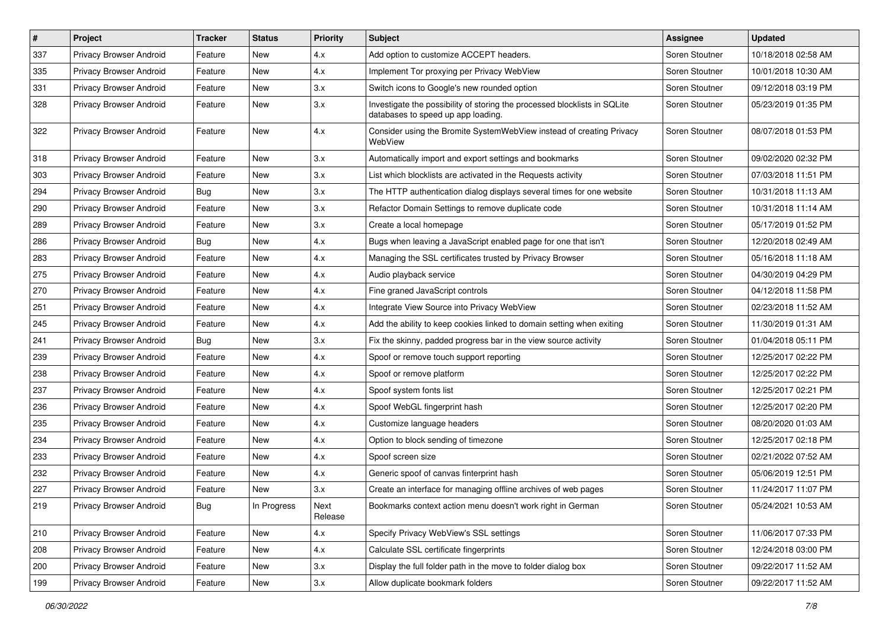| # | Project | Tracker | Status | Priority | Subject | Assignee | Updated |
|---|---|---|---|---|---|---|---|
| 337 | Privacy Browser Android | Feature | New | 4.x | Add option to customize ACCEPT headers. | Soren Stoutner | 10/18/2018 02:58 AM |
| 335 | Privacy Browser Android | Feature | New | 4.x | Implement Tor proxying per Privacy WebView | Soren Stoutner | 10/01/2018 10:30 AM |
| 331 | Privacy Browser Android | Feature | New | 3.x | Switch icons to Google's new rounded option | Soren Stoutner | 09/12/2018 03:19 PM |
| 328 | Privacy Browser Android | Feature | New | 3.x | Investigate the possibility of storing the processed blocklists in SQLite databases to speed up app loading. | Soren Stoutner | 05/23/2019 01:35 PM |
| 322 | Privacy Browser Android | Feature | New | 4.x | Consider using the Bromite SystemWebView instead of creating Privacy WebView | Soren Stoutner | 08/07/2018 01:53 PM |
| 318 | Privacy Browser Android | Feature | New | 3.x | Automatically import and export settings and bookmarks | Soren Stoutner | 09/02/2020 02:32 PM |
| 303 | Privacy Browser Android | Feature | New | 3.x | List which blocklists are activated in the Requests activity | Soren Stoutner | 07/03/2018 11:51 PM |
| 294 | Privacy Browser Android | Bug | New | 3.x | The HTTP authentication dialog displays several times for one website | Soren Stoutner | 10/31/2018 11:13 AM |
| 290 | Privacy Browser Android | Feature | New | 3.x | Refactor Domain Settings to remove duplicate code | Soren Stoutner | 10/31/2018 11:14 AM |
| 289 | Privacy Browser Android | Feature | New | 3.x | Create a local homepage | Soren Stoutner | 05/17/2019 01:52 PM |
| 286 | Privacy Browser Android | Bug | New | 4.x | Bugs when leaving a JavaScript enabled page for one that isn't | Soren Stoutner | 12/20/2018 02:49 AM |
| 283 | Privacy Browser Android | Feature | New | 4.x | Managing the SSL certificates trusted by Privacy Browser | Soren Stoutner | 05/16/2018 11:18 AM |
| 275 | Privacy Browser Android | Feature | New | 4.x | Audio playback service | Soren Stoutner | 04/30/2019 04:29 PM |
| 270 | Privacy Browser Android | Feature | New | 4.x | Fine graned JavaScript controls | Soren Stoutner | 04/12/2018 11:58 PM |
| 251 | Privacy Browser Android | Feature | New | 4.x | Integrate View Source into Privacy WebView | Soren Stoutner | 02/23/2018 11:52 AM |
| 245 | Privacy Browser Android | Feature | New | 4.x | Add the ability to keep cookies linked to domain setting when exiting | Soren Stoutner | 11/30/2019 01:31 AM |
| 241 | Privacy Browser Android | Bug | New | 3.x | Fix the skinny, padded progress bar in the view source activity | Soren Stoutner | 01/04/2018 05:11 PM |
| 239 | Privacy Browser Android | Feature | New | 4.x | Spoof or remove touch support reporting | Soren Stoutner | 12/25/2017 02:22 PM |
| 238 | Privacy Browser Android | Feature | New | 4.x | Spoof or remove platform | Soren Stoutner | 12/25/2017 02:22 PM |
| 237 | Privacy Browser Android | Feature | New | 4.x | Spoof system fonts list | Soren Stoutner | 12/25/2017 02:21 PM |
| 236 | Privacy Browser Android | Feature | New | 4.x | Spoof WebGL fingerprint hash | Soren Stoutner | 12/25/2017 02:20 PM |
| 235 | Privacy Browser Android | Feature | New | 4.x | Customize language headers | Soren Stoutner | 08/20/2020 01:03 AM |
| 234 | Privacy Browser Android | Feature | New | 4.x | Option to block sending of timezone | Soren Stoutner | 12/25/2017 02:18 PM |
| 233 | Privacy Browser Android | Feature | New | 4.x | Spoof screen size | Soren Stoutner | 02/21/2022 07:52 AM |
| 232 | Privacy Browser Android | Feature | New | 4.x | Generic spoof of canvas finterprint hash | Soren Stoutner | 05/06/2019 12:51 PM |
| 227 | Privacy Browser Android | Feature | New | 3.x | Create an interface for managing offline archives of web pages | Soren Stoutner | 11/24/2017 11:07 PM |
| 219 | Privacy Browser Android | Bug | In Progress | Next Release | Bookmarks context action menu doesn't work right in German | Soren Stoutner | 05/24/2021 10:53 AM |
| 210 | Privacy Browser Android | Feature | New | 4.x | Specify Privacy WebView's SSL settings | Soren Stoutner | 11/06/2017 07:33 PM |
| 208 | Privacy Browser Android | Feature | New | 4.x | Calculate SSL certificate fingerprints | Soren Stoutner | 12/24/2018 03:00 PM |
| 200 | Privacy Browser Android | Feature | New | 3.x | Display the full folder path in the move to folder dialog box | Soren Stoutner | 09/22/2017 11:52 AM |
| 199 | Privacy Browser Android | Feature | New | 3.x | Allow duplicate bookmark folders | Soren Stoutner | 09/22/2017 11:52 AM |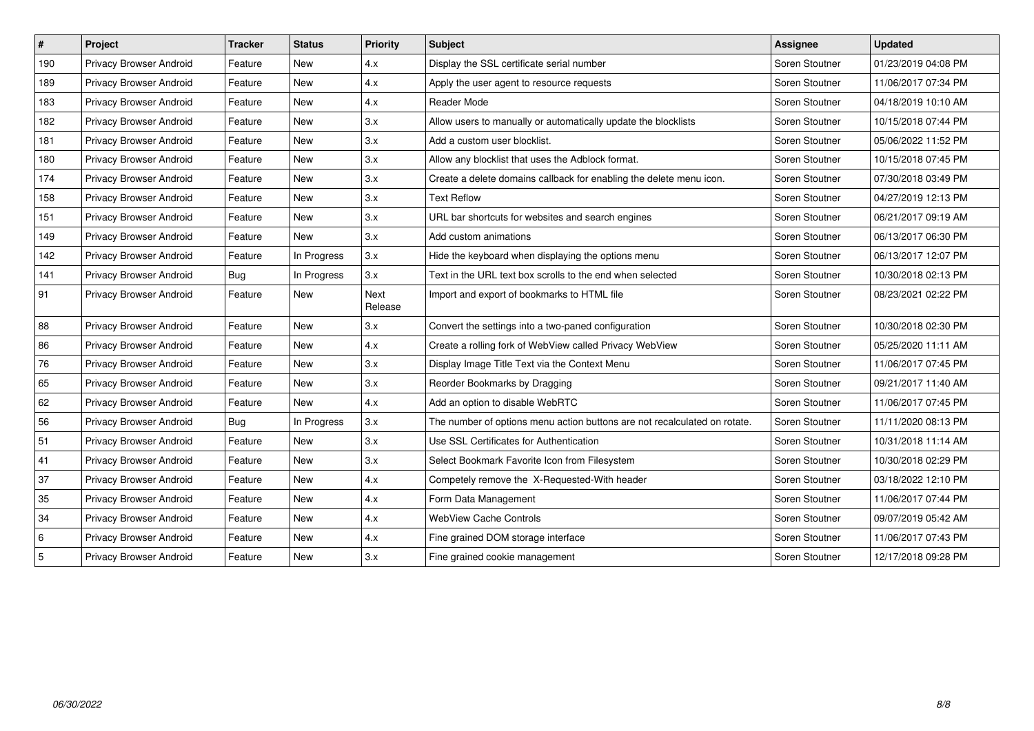| # | Project | Tracker | Status | Priority | Subject | Assignee | Updated |
|---|---|---|---|---|---|---|---|
| 190 | Privacy Browser Android | Feature | New | 4.x | Display the SSL certificate serial number | Soren Stoutner | 01/23/2019 04:08 PM |
| 189 | Privacy Browser Android | Feature | New | 4.x | Apply the user agent to resource requests | Soren Stoutner | 11/06/2017 07:34 PM |
| 183 | Privacy Browser Android | Feature | New | 4.x | Reader Mode | Soren Stoutner | 04/18/2019 10:10 AM |
| 182 | Privacy Browser Android | Feature | New | 3.x | Allow users to manually or automatically update the blocklists | Soren Stoutner | 10/15/2018 07:44 PM |
| 181 | Privacy Browser Android | Feature | New | 3.x | Add a custom user blocklist. | Soren Stoutner | 05/06/2022 11:52 PM |
| 180 | Privacy Browser Android | Feature | New | 3.x | Allow any blocklist that uses the Adblock format. | Soren Stoutner | 10/15/2018 07:45 PM |
| 174 | Privacy Browser Android | Feature | New | 3.x | Create a delete domains callback for enabling the delete menu icon. | Soren Stoutner | 07/30/2018 03:49 PM |
| 158 | Privacy Browser Android | Feature | New | 3.x | Text Reflow | Soren Stoutner | 04/27/2019 12:13 PM |
| 151 | Privacy Browser Android | Feature | New | 3.x | URL bar shortcuts for websites and search engines | Soren Stoutner | 06/21/2017 09:19 AM |
| 149 | Privacy Browser Android | Feature | New | 3.x | Add custom animations | Soren Stoutner | 06/13/2017 06:30 PM |
| 142 | Privacy Browser Android | Feature | In Progress | 3.x | Hide the keyboard when displaying the options menu | Soren Stoutner | 06/13/2017 12:07 PM |
| 141 | Privacy Browser Android | Bug | In Progress | 3.x | Text in the URL text box scrolls to the end when selected | Soren Stoutner | 10/30/2018 02:13 PM |
| 91 | Privacy Browser Android | Feature | New | Next Release | Import and export of bookmarks to HTML file | Soren Stoutner | 08/23/2021 02:22 PM |
| 88 | Privacy Browser Android | Feature | New | 3.x | Convert the settings into a two-paned configuration | Soren Stoutner | 10/30/2018 02:30 PM |
| 86 | Privacy Browser Android | Feature | New | 4.x | Create a rolling fork of WebView called Privacy WebView | Soren Stoutner | 05/25/2020 11:11 AM |
| 76 | Privacy Browser Android | Feature | New | 3.x | Display Image Title Text via the Context Menu | Soren Stoutner | 11/06/2017 07:45 PM |
| 65 | Privacy Browser Android | Feature | New | 3.x | Reorder Bookmarks by Dragging | Soren Stoutner | 09/21/2017 11:40 AM |
| 62 | Privacy Browser Android | Feature | New | 4.x | Add an option to disable WebRTC | Soren Stoutner | 11/06/2017 07:45 PM |
| 56 | Privacy Browser Android | Bug | In Progress | 3.x | The number of options menu action buttons are not recalculated on rotate. | Soren Stoutner | 11/11/2020 08:13 PM |
| 51 | Privacy Browser Android | Feature | New | 3.x | Use SSL Certificates for Authentication | Soren Stoutner | 10/31/2018 11:14 AM |
| 41 | Privacy Browser Android | Feature | New | 3.x | Select Bookmark Favorite Icon from Filesystem | Soren Stoutner | 10/30/2018 02:29 PM |
| 37 | Privacy Browser Android | Feature | New | 4.x | Competely remove the X-Requested-With header | Soren Stoutner | 03/18/2022 12:10 PM |
| 35 | Privacy Browser Android | Feature | New | 4.x | Form Data Management | Soren Stoutner | 11/06/2017 07:44 PM |
| 34 | Privacy Browser Android | Feature | New | 4.x | WebView Cache Controls | Soren Stoutner | 09/07/2019 05:42 AM |
| 6 | Privacy Browser Android | Feature | New | 4.x | Fine grained DOM storage interface | Soren Stoutner | 11/06/2017 07:43 PM |
| 5 | Privacy Browser Android | Feature | New | 3.x | Fine grained cookie management | Soren Stoutner | 12/17/2018 09:28 PM |